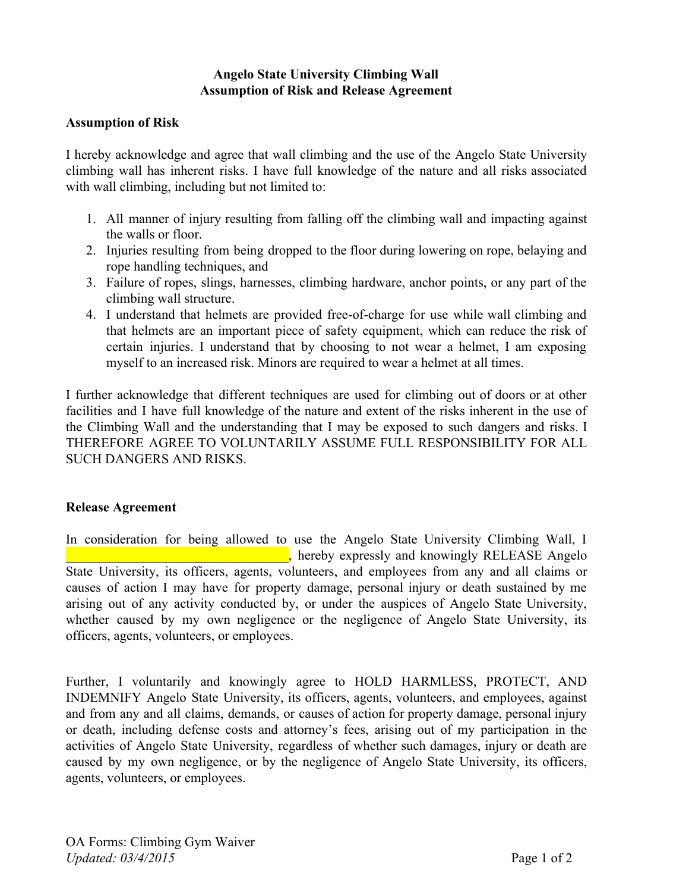# Angelo State University Climbing Wall
# Assumption of Risk and Release Agreement

## Assumption of Risk

I hereby acknowledge and agree that wall climbing and the use of the Angelo State University climbing wall has inherent risks. I have full knowledge of the nature and all risks associated with wall climbing, including but not limited to:

1. All manner of injury resulting from falling off the climbing wall and impacting against the walls or floor.
2. Injuries resulting from being dropped to the floor during lowering on rope, belaying and rope handling techniques, and
3. Failure of ropes, slings, harnesses, climbing hardware, anchor points, or any part of the climbing wall structure.
4. I understand that helmets are provided free-of-charge for use while wall climbing and that helmets are an important piece of safety equipment, which can reduce the risk of certain injuries. I understand that by choosing to not wear a helmet, I am exposing myself to an increased risk. Minors are required to wear a helmet at all times.

I further acknowledge that different techniques are used for climbing out of doors or at other facilities and I have full knowledge of the nature and extent of the risks inherent in the use of the Climbing Wall and the understanding that I may be exposed to such dangers and risks. I THEREFORE AGREE TO VOLUNTARILY ASSUME FULL RESPONSIBILITY FOR ALL SUCH DANGERS AND RISKS.

## Release Agreement

In consideration for being allowed to use the Angelo State University Climbing Wall, I ________________________________, hereby expressly and knowingly RELEASE Angelo State University, its officers, agents, volunteers, and employees from any and all claims or causes of action I may have for property damage, personal injury or death sustained by me arising out of any activity conducted by, or under the auspices of Angelo State University, whether caused by my own negligence or the negligence of Angelo State University, its officers, agents, volunteers, or employees.

Further, I voluntarily and knowingly agree to HOLD HARMLESS, PROTECT, AND INDEMNIFY Angelo State University, its officers, agents, volunteers, and employees, against and from any and all claims, demands, or causes of action for property damage, personal injury or death, including defense costs and attorney's fees, arising out of my participation in the activities of Angelo State University, regardless of whether such damages, injury or death are caused by my own negligence, or by the negligence of Angelo State University, its officers, agents, volunteers, or employees.

OA Forms: Climbing Gym Waiver
*Updated: 03/4/2015*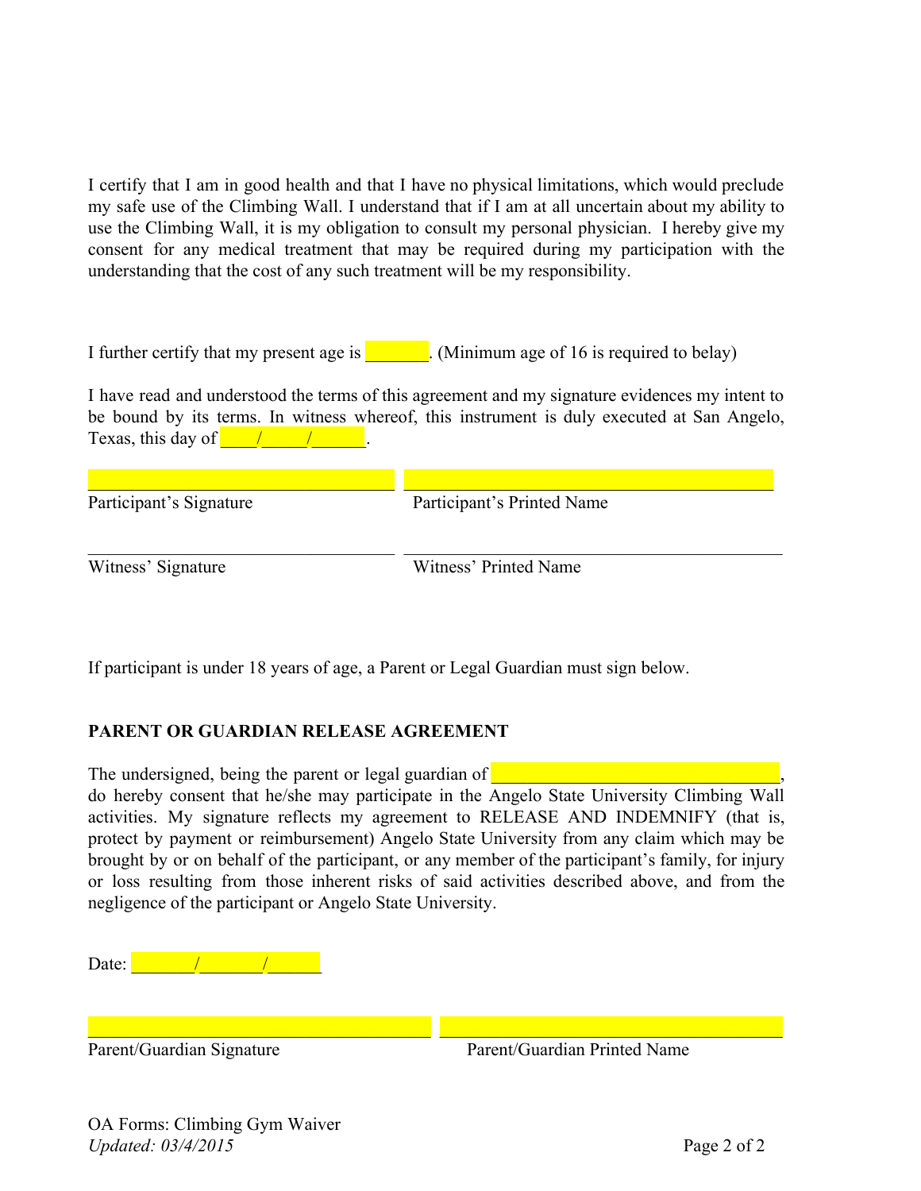I certify that I am in good health and that I have no physical limitations, which would preclude my safe use of the Climbing Wall. I understand that if I am at all uncertain about my ability to use the Climbing Wall, it is my obligation to consult my personal physician. I hereby give my consent for any medical treatment that may be required during my participation with the understanding that the cost of any such treatment will be my responsibility.

I further certify that my present age is _______. (Minimum age of 16 is required to belay)

I have read and understood the terms of this agreement and my signature evidences my intent to be bound by its terms. In witness whereof, this instrument is duly executed at San Angelo, Texas, this day of ____/_____/______.

| | |
|---|---|
| ___________________________________ | ___________________________________ |
| Participant's Signature | Participant's Printed Name |
| ___________________________________ | ___________________________________ |
| Witness' Signature | Witness' Printed Name |

If participant is under 18 years of age, a Parent or Legal Guardian must sign below.

**PARENT OR GUARDIAN RELEASE AGREEMENT**

The undersigned, being the parent or legal guardian of ________________________________, do hereby consent that he/she may participate in the Angelo State University Climbing Wall activities. My signature reflects my agreement to RELEASE AND INDEMNIFY (that is, protect by payment or reimbursement) Angelo State University from any claim which may be brought by or on behalf of the participant, or any member of the participant's family, for injury or loss resulting from those inherent risks of said activities described above, and from the negligence of the participant or Angelo State University.

Date: _______/_______/______

| | |
|---|---|
| ___________________________________ | ___________________________________ |
| Parent/Guardian Signature | Parent/Guardian Printed Name |

OA Forms: Climbing Gym Waiver
*Updated: 03/4/2015*